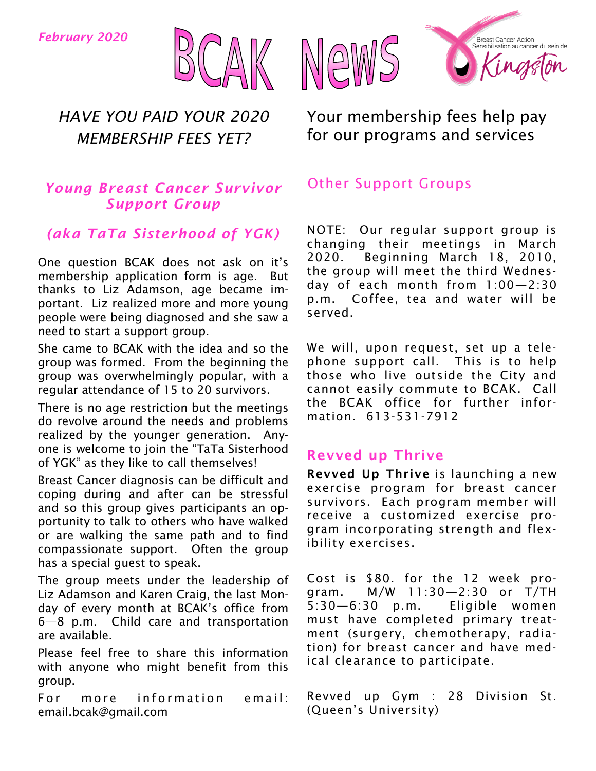*February 2020*

# BCAK News

Breast Cancer Action Sensibilisation au cancer du sein de Kingston

*HAVE YOU PAID YOUR 2020 MEMBERSHIP FEES YET?*

Your membership fees help pay for our programs and services

## *Young Breast Cancer Survivor Support Group*

## *(aka TaTa Sisterhood of YGK)*

One question BCAK does not ask on it's membership application form is age. But thanks to Liz Adamson, age became important. Liz realized more and more young people were being diagnosed and she saw a need to start a support group.

She came to BCAK with the idea and so the group was formed. From the beginning the group was overwhelmingly popular, with a regular attendance of 15 to 20 survivors.

There is no age restriction but the meetings do revolve around the needs and problems realized by the younger generation. Anyone is welcome to join the "TaTa Sisterhood of YGK" as they like to call themselves!

Breast Cancer diagnosis can be difficult and coping during and after can be stressful and so this group gives participants an opportunity to talk to others who have walked or are walking the same path and to find compassionate support. Often the group has a special guest to speak.

The group meets under the leadership of Liz Adamson and Karen Craig, the last Monday of every month at BCAK's office from 6—8 p.m. Child care and transportation are available.

Please feel free to share this information with anyone who might benefit from this group.

For more information email: email.bcak@gmail.com

## Other Support Groups

NOTE: Our regular support group is changing their meetings in March 2020. Beginning March 18, 2010, the group will meet the third Wednesday of each month from 1:00—2:30 p.m. Coffee, tea and water will be served.

We will, upon request, set up a telephone support call. This is to help those who live outside the City and cannot easily commute to BCAK. Call the BCAK office for further information. 613-531-7912

## Revved up Thrive

**Revved Up Thrive** is launching a new exercise program for breast cancer survivors. Each program member will receive a customized exercise program incorporating strength and flexibility exercises.

Cost is $80. for the 12 week program. M/W 11:30—2:30 or T/TH 5:30—6:30 p.m. Eligible women must have completed primary treatment (surgery, chemotherapy, radiation) for breast cancer and have medical clearance to participate.

Revved up Gym : 28 Division St. (Queen's University)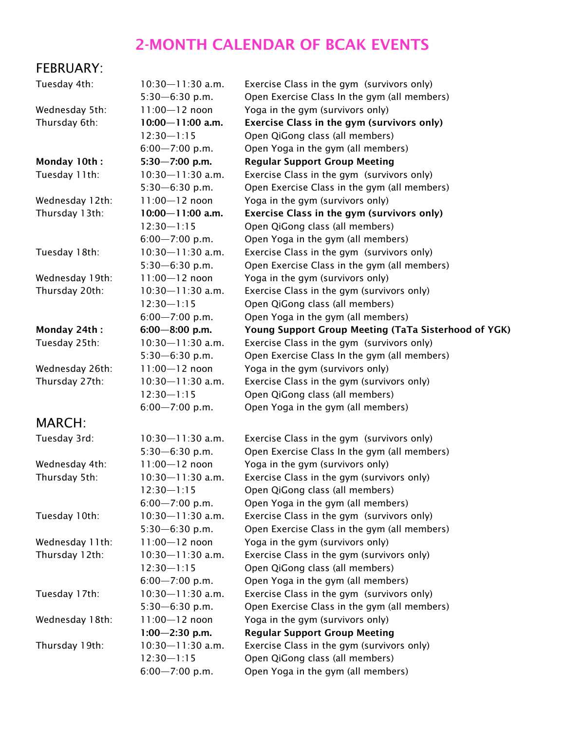# 2-MONTH CALENDAR OF BCAK EVENTS

## FEBRUARY:

| | | |
|---|---|---|
| Tuesday 4th: | 10:30—11:30 a.m. | Exercise Class in the gym (survivors only) |
| | 5:30—6:30 p.m. | Open Exercise Class In the gym (all members) |
| Wednesday 5th: | 11:00—12 noon | Yoga in the gym (survivors only) |
| Thursday 6th: | **10:00—11:00 a.m.** | **Exercise Class in the gym (survivors only)** |
| | 12:30—1:15 | Open QiGong class (all members) |
| | 6:00—7:00 p.m. | Open Yoga in the gym (all members) |
| **Monday 10th :** | **5:30—7:00 p.m.** | **Regular Support Group Meeting** |
| Tuesday 11th: | 10:30—11:30 a.m. | Exercise Class in the gym (survivors only) |
| | 5:30—6:30 p.m. | Open Exercise Class in the gym (all members) |
| Wednesday 12th: | 11:00—12 noon | Yoga in the gym (survivors only) |
| Thursday 13th: | **10:00—11:00 a.m.** | **Exercise Class in the gym (survivors only)** |
| | 12:30—1:15 | Open QiGong class (all members) |
| | 6:00—7:00 p.m. | Open Yoga in the gym (all members) |
| Tuesday 18th: | 10:30—11:30 a.m. | Exercise Class in the gym (survivors only) |
| | 5:30—6:30 p.m. | Open Exercise Class in the gym (all members) |
| Wednesday 19th: | 11:00—12 noon | Yoga in the gym (survivors only) |
| Thursday 20th: | 10:30—11:30 a.m. | Exercise Class in the gym (survivors only) |
| | 12:30—1:15 | Open QiGong class (all members) |
| | 6:00—7:00 p.m. | Open Yoga in the gym (all members) |
| **Monday 24th :** | **6:00—8:00 p.m.** | **Young Support Group Meeting (TaTa Sisterhood of YGK)** |
| Tuesday 25th: | 10:30—11:30 a.m. | Exercise Class in the gym (survivors only) |
| | 5:30—6:30 p.m. | Open Exercise Class In the gym (all members) |
| Wednesday 26th: | 11:00—12 noon | Yoga in the gym (survivors only) |
| Thursday 27th: | 10:30—11:30 a.m. | Exercise Class in the gym (survivors only) |
| | 12:30—1:15 | Open QiGong class (all members) |
| | 6:00—7:00 p.m. | Open Yoga in the gym (all members) |

## MARCH:

| | | |
|---|---|---|
| Tuesday 3rd: | 10:30—11:30 a.m. | Exercise Class in the gym (survivors only) |
| | 5:30—6:30 p.m. | Open Exercise Class In the gym (all members) |
| Wednesday 4th: | 11:00—12 noon | Yoga in the gym (survivors only) |
| Thursday 5th: | 10:30—11:30 a.m. | Exercise Class in the gym (survivors only) |
| | 12:30—1:15 | Open QiGong class (all members) |
| | 6:00—7:00 p.m. | Open Yoga in the gym (all members) |
| Tuesday 10th: | 10:30—11:30 a.m. | Exercise Class in the gym (survivors only) |
| | 5:30—6:30 p.m. | Open Exercise Class in the gym (all members) |
| Wednesday 11th: | 11:00—12 noon | Yoga in the gym (survivors only) |
| Thursday 12th: | 10:30—11:30 a.m. | Exercise Class in the gym (survivors only) |
| | 12:30—1:15 | Open QiGong class (all members) |
| | 6:00—7:00 p.m. | Open Yoga in the gym (all members) |
| Tuesday 17th: | 10:30—11:30 a.m. | Exercise Class in the gym (survivors only) |
| | 5:30—6:30 p.m. | Open Exercise Class in the gym (all members) |
| Wednesday 18th: | 11:00—12 noon | Yoga in the gym (survivors only) |
| | **1:00—2:30 p.m.** | **Regular Support Group Meeting** |
| Thursday 19th: | 10:30—11:30 a.m. | Exercise Class in the gym (survivors only) |
| | 12:30—1:15 | Open QiGong class (all members) |
| | 6:00—7:00 p.m. | Open Yoga in the gym (all members) |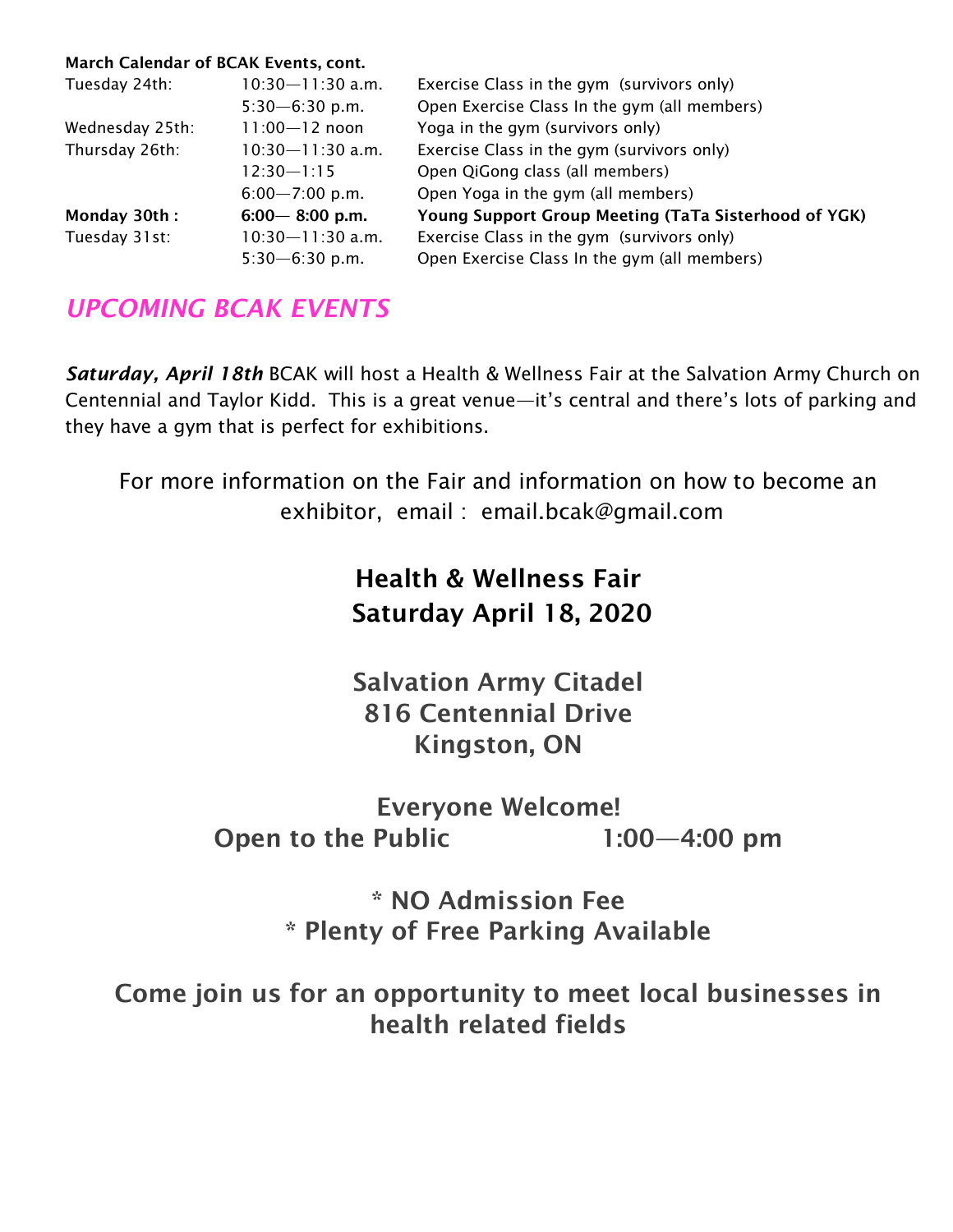**March Calendar of BCAK Events, cont.**

| | | |
|---|---|---|
| Tuesday 24th: | 10:30—11:30 a.m. | Exercise Class in the gym (survivors only) |
| | 5:30—6:30 p.m. | Open Exercise Class In the gym (all members) |
| Wednesday 25th: | 11:00—12 noon | Yoga in the gym (survivors only) |
| Thursday 26th: | 10:30—11:30 a.m. | Exercise Class in the gym (survivors only) |
| | 12:30—1:15 | Open QiGong class (all members) |
| | 6:00—7:00 p.m. | Open Yoga in the gym (all members) |
| **Monday 30th :** | **6:00— 8:00 p.m.** | **Young Support Group Meeting (TaTa Sisterhood of YGK)** |
| Tuesday 31st: | 10:30—11:30 a.m. | Exercise Class in the gym (survivors only) |
| | 5:30—6:30 p.m. | Open Exercise Class In the gym (all members) |

## *UPCOMING BCAK EVENTS*

***Saturday, April 18th*** BCAK will host a Health & Wellness Fair at the Salvation Army Church on Centennial and Taylor Kidd. This is a great venue—it's central and there's lots of parking and they have a gym that is perfect for exhibitions.

For more information on the Fair and information on how to become an exhibitor, email : email.bcak@gmail.com

**Health & Wellness Fair**
**Saturday April 18, 2020**

**Salvation Army Citadel**
**816 Centennial Drive**
**Kingston, ON**

**Everyone Welcome!**
**Open to the Public 1:00—4:00 pm**

**\* NO Admission Fee**
**\* Plenty of Free Parking Available**

**Come join us for an opportunity to meet local businesses in health related fields**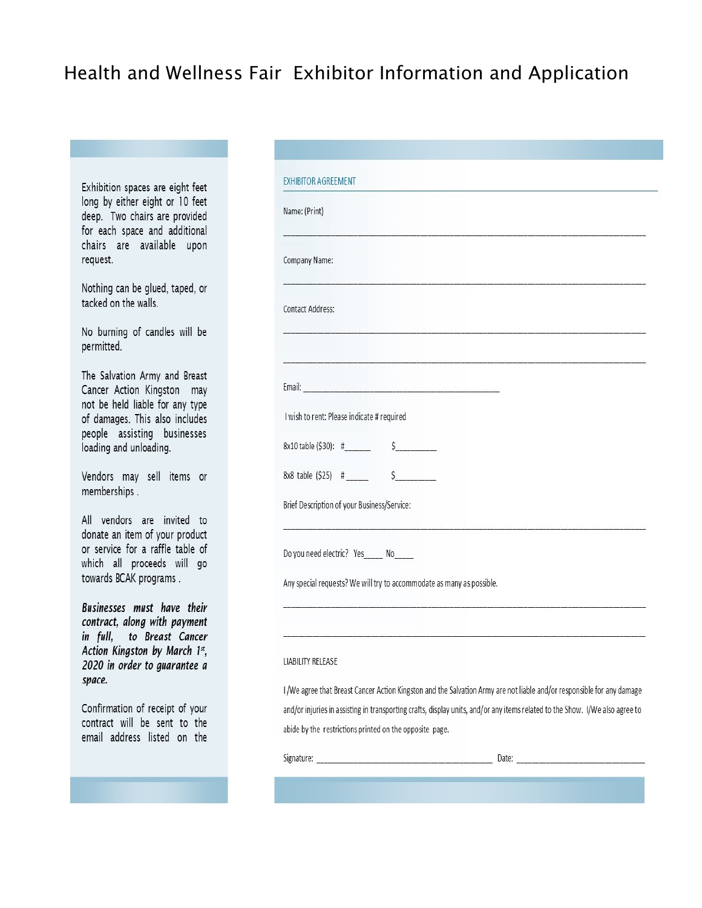# Health and Wellness Fair Exhibitor Information and Application

Exhibition spaces are eight feet long by either eight or 10 feet deep. Two chairs are provided for each space and additional chairs are available upon request.

Nothing can be glued, taped, or tacked on the walls.

No burning of candles will be permitted.

The Salvation Army and Breast Cancer Action Kingston may not be held liable for any type of damages. This also includes people assisting businesses loading and unloading.

Vendors may sell items or memberships .

All vendors are invited to donate an item of your product or service for a raffle table of which all proceeds will go towards BCAK programs .

***Businesses must have their contract, along with payment in full, to Breast Cancer Action Kingston by March 1st, 2020 in order to guarantee a space.***

Confirmation of receipt of your contract will be sent to the email address listed on the

## EXHIBITOR AGREEMENT

Name: (Print)

______________________________________________________________________________

Company Name:

______________________________________________________________________________

Contact Address:

______________________________________________________________________________

______________________________________________________________________________

Email: ____________________________________________

I wish to rent: Please indicate # required

8x10 table ($30): #______ $_________

8x8 table ($25) #_____ $_________

Brief Description of your Business/Service:

______________________________________________________________________________

Do you need electric? Yes____ No____

Any special requests? We will try to accommodate as many as possible.

______________________________________________________________________________

______________________________________________________________________________

## LIABILITY RELEASE

I/We agree that Breast Cancer Action Kingston and the Salvation Army are not liable and/or responsible for any damage and/or injuries in assisting in transporting crafts, display units, and/or any items related to the Show. I/We also agree to abide by the restrictions printed on the opposite page.

Signature: _______________________________________ Date: _____________________________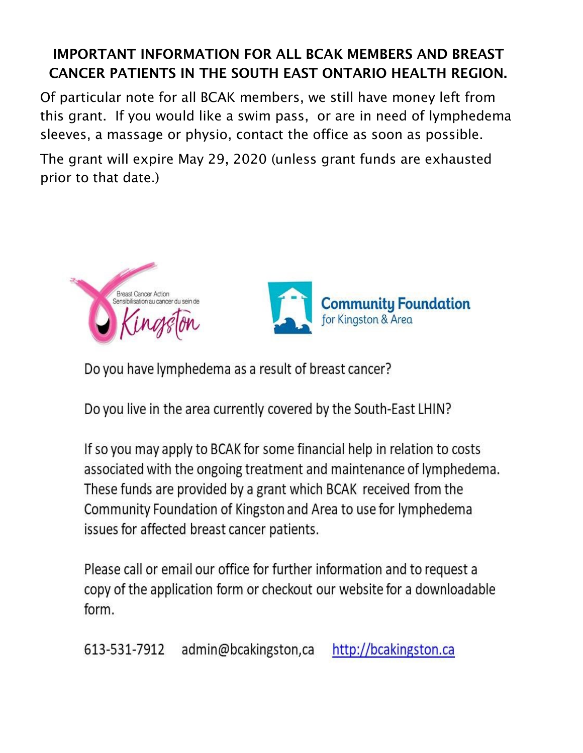**IMPORTANT INFORMATION FOR ALL BCAK MEMBERS AND BREAST CANCER PATIENTS IN THE SOUTH EAST ONTARIO HEALTH REGION.**

Of particular note for all BCAK members, we still have money left from this grant. If you would like a swim pass, or are in need of lymphedema sleeves, a massage or physio, contact the office as soon as possible.

The grant will expire May 29, 2020 (unless grant funds are exhausted prior to that date.)

Breast Cancer Action
Sensibilisation au cancer du sein de
Kingston

Community Foundation
for Kingston & Area

Do you have lymphedema as a result of breast cancer?

Do you live in the area currently covered by the South-East LHIN?

If so you may apply to BCAK for some financial help in relation to costs associated with the ongoing treatment and maintenance of lymphedema. These funds are provided by a grant which BCAK received from the Community Foundation of Kingston and Area to use for lymphedema issues for affected breast cancer patients.

Please call or email our office for further information and to request a copy of the application form or checkout our website for a downloadable form.

613-531-7912 admin@bcakingston,ca [http://bcakingston.ca](http://bcakingston.ca)